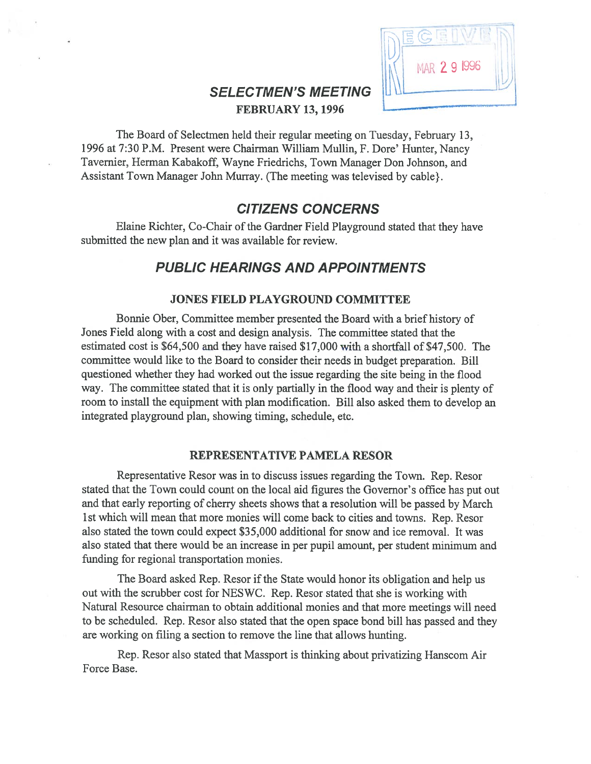RECEIVED MAR 29 1996

# *SELECTMEN'S MEETING*

**FEBRUARY 13, 1996**

The Board of Selectmen held their regular meeting on Tuesday, February 13, 1996 at 7:30 P.M. Present were Chairman William Mullin, F. Dore' Hunter, Nancy Tavernier, Herman Kabakoff, Wayne Friedrichs, Town Manager Don Johnson, and Assistant Town Manager John Murray. (The meeting was televised by cable}.

## *CITIZENS CONCERNS*

Elaine Richter, Co-Chair of the Gardner Field Playground stated that they have submitted the new plan and it was available for review.

## *PUBLIC HEARINGS AND APPOINTMENTS*

### JONES FIELD PLAYGROUND COMMITTEE

Bonnie Ober, Committee member presented the Board with a brief history of Jones Field along with a cost and design analysis. The committee stated that the estimated cost is $64,500 and they have raised $17,000 with a shortfall of $47,500. The committee would like to the Board to consider their needs in budget preparation. Bill questioned whether they had worked out the issue regarding the site being in the flood way. The committee stated that it is only partially in the flood way and their is plenty of room to install the equipment with plan modification. Bill also asked them to develop an integrated playground plan, showing timing, schedule, etc.

### REPRESENTATIVE PAMELA RESOR

Representative Resor was in to discuss issues regarding the Town. Rep. Resor stated that the Town could count on the local aid figures the Governor's office has put out and that early reporting of cherry sheets shows that a resolution will be passed by March 1st which will mean that more monies will come back to cities and towns. Rep. Resor also stated the town could expect $35,000 additional for snow and ice removal. It was also stated that there would be an increase in per pupil amount, per student minimum and funding for regional transportation monies.

The Board asked Rep. Resor if the State would honor its obligation and help us out with the scrubber cost for NESWC. Rep. Resor stated that she is working with Natural Resource chairman to obtain additional monies and that more meetings will need to be scheduled. Rep. Resor also stated that the open space bond bill has passed and they are working on filing a section to remove the line that allows hunting.

Rep. Resor also stated that Massport is thinking about privatizing Hanscom Air Force Base.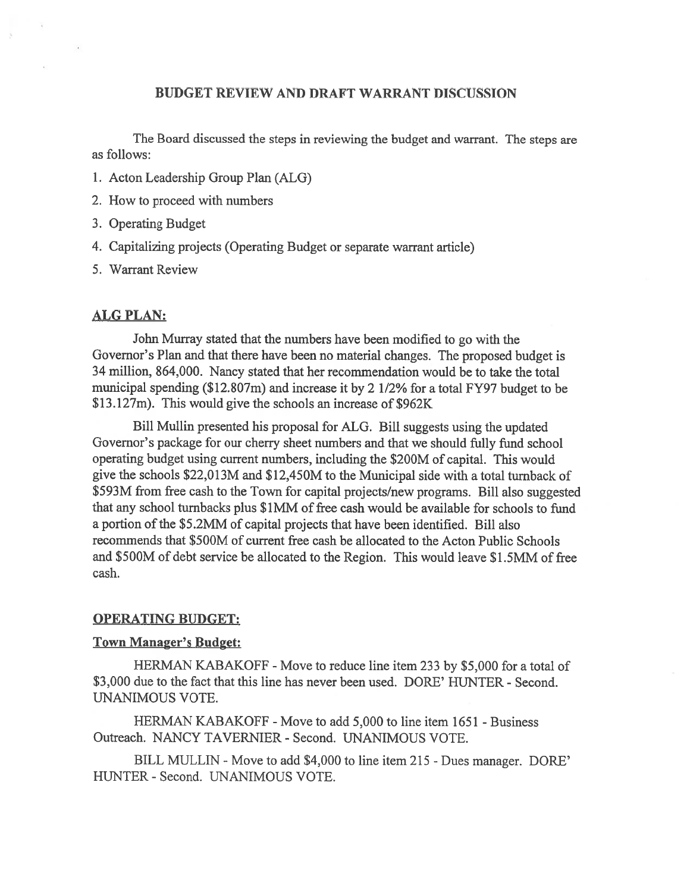## BUDGET REVIEW AND DRAFT WARRANT DISCUSSION

The Board discussed the steps in reviewing the budget and warrant. The steps are as follows:

1. Acton Leadership Group Plan (ALG)
2. How to proceed with numbers
3. Operating Budget
4. Capitalizing projects (Operating Budget or separate warrant article)
5. Warrant Review

### ALG PLAN:

John Murray stated that the numbers have been modified to go with the Governor's Plan and that there have been no material changes. The proposed budget is 34 million, 864,000. Nancy stated that her recommendation would be to take the total municipal spending ($12.807m) and increase it by 2 1/2% for a total FY97 budget to be $13.127m). This would give the schools an increase of $962K

Bill Mullin presented his proposal for ALG. Bill suggests using the updated Governor's package for our cherry sheet numbers and that we should fully fund school operating budget using current numbers, including the $200M of capital. This would give the schools $22,013M and $12,450M to the Municipal side with a total turnback of $593M from free cash to the Town for capital projects/new programs. Bill also suggested that any school turnbacks plus $1MM of free cash would be available for schools to fund a portion of the $5.2MM of capital projects that have been identified. Bill also recommends that $500M of current free cash be allocated to the Acton Public Schools and $500M of debt service be allocated to the Region. This would leave $1.5MM of free cash.

### OPERATING BUDGET:

#### Town Manager's Budget:

HERMAN KABAKOFF - Move to reduce line item 233 by $5,000 for a total of $3,000 due to the fact that this line has never been used. DORE' HUNTER - Second. UNANIMOUS VOTE.

HERMAN KABAKOFF - Move to add 5,000 to line item 1651 - Business Outreach. NANCY TAVERNIER - Second. UNANIMOUS VOTE.

BILL MULLIN - Move to add $4,000 to line item 215 - Dues manager. DORE' HUNTER - Second. UNANIMOUS VOTE.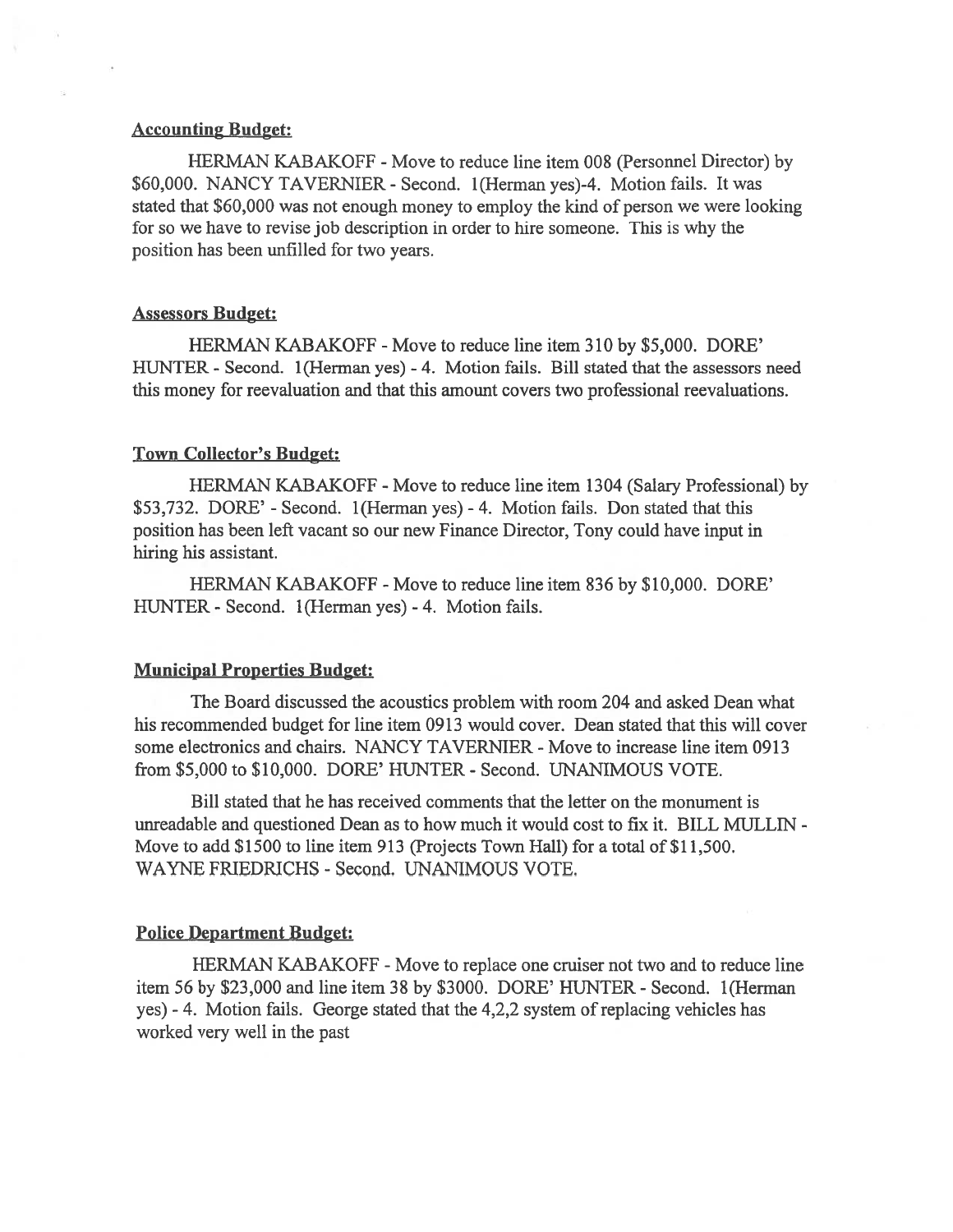**Accounting Budget:**

HERMAN KABAKOFF - Move to reduce line item 008 (Personnel Director) by $60,000. NANCY TAVERNIER - Second. 1(Herman yes)-4. Motion fails. It was stated that $60,000 was not enough money to employ the kind of person we were looking for so we have to revise job description in order to hire someone. This is why the position has been unfilled for two years.

**Assessors Budget:**

HERMAN KABAKOFF - Move to reduce line item 310 by $5,000. DORE' HUNTER - Second. 1(Herman yes) - 4. Motion fails. Bill stated that the assessors need this money for reevaluation and that this amount covers two professional reevaluations.

**Town Collector's Budget:**

HERMAN KABAKOFF - Move to reduce line item 1304 (Salary Professional) by $53,732. DORE' - Second. 1(Herman yes) - 4. Motion fails. Don stated that this position has been left vacant so our new Finance Director, Tony could have input in hiring his assistant.

HERMAN KABAKOFF - Move to reduce line item 836 by $10,000. DORE' HUNTER - Second. 1(Herman yes) - 4. Motion fails.

**Municipal Properties Budget:**

The Board discussed the acoustics problem with room 204 and asked Dean what his recommended budget for line item 0913 would cover. Dean stated that this will cover some electronics and chairs. NANCY TAVERNIER - Move to increase line item 0913 from $5,000 to $10,000. DORE' HUNTER - Second. UNANIMOUS VOTE.

Bill stated that he has received comments that the letter on the monument is unreadable and questioned Dean as to how much it would cost to fix it. BILL MULLIN - Move to add $1500 to line item 913 (Projects Town Hall) for a total of $11,500. WAYNE FRIEDRICHS - Second. UNANIMOUS VOTE.

**Police Department Budget:**

HERMAN KABAKOFF - Move to replace one cruiser not two and to reduce line item 56 by $23,000 and line item 38 by $3000. DORE' HUNTER - Second. 1(Herman yes) - 4. Motion fails. George stated that the 4,2,2 system of replacing vehicles has worked very well in the past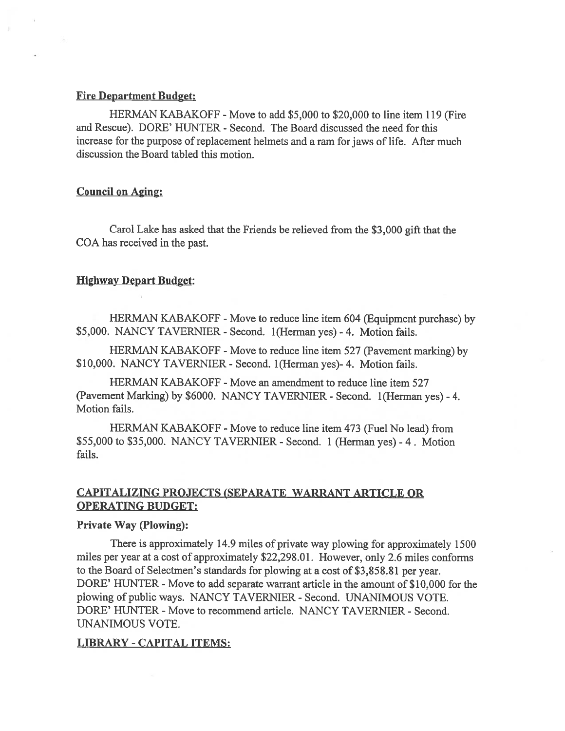**Fire Department Budget:**

HERMAN KABAKOFF - Move to add $5,000 to $20,000 to line item 119 (Fire and Rescue). DORE' HUNTER - Second. The Board discussed the need for this increase for the purpose of replacement helmets and a ram for jaws of life. After much discussion the Board tabled this motion.

**Council on Aging:**

Carol Lake has asked that the Friends be relieved from the $3,000 gift that the COA has received in the past.

**Highway Depart Budget:**

HERMAN KABAKOFF - Move to reduce line item 604 (Equipment purchase) by $5,000. NANCY TAVERNIER - Second. 1(Herman yes) - 4. Motion fails.

HERMAN KABAKOFF - Move to reduce line item 527 (Pavement marking) by $10,000. NANCY TAVERNIER - Second. 1(Herman yes)- 4. Motion fails.

HERMAN KABAKOFF - Move an amendment to reduce line item 527 (Pavement Marking) by $6000. NANCY TAVERNIER - Second. 1(Herman yes) - 4. Motion fails.

HERMAN KABAKOFF - Move to reduce line item 473 (Fuel No lead) from $55,000 to $35,000. NANCY TAVERNIER - Second. 1 (Herman yes) - 4 . Motion fails.

**CAPITALIZING PROJECTS (SEPARATE WARRANT ARTICLE OR OPERATING BUDGET:**

**Private Way (Plowing):**

There is approximately 14.9 miles of private way plowing for approximately 1500 miles per year at a cost of approximately $22,298.01. However, only 2.6 miles conforms to the Board of Selectmen's standards for plowing at a cost of $3,858.81 per year. DORE' HUNTER - Move to add separate warrant article in the amount of $10,000 for the plowing of public ways. NANCY TAVERNIER - Second. UNANIMOUS VOTE. DORE' HUNTER - Move to recommend article. NANCY TAVERNIER - Second. UNANIMOUS VOTE.

**LIBRARY - CAPITAL ITEMS:**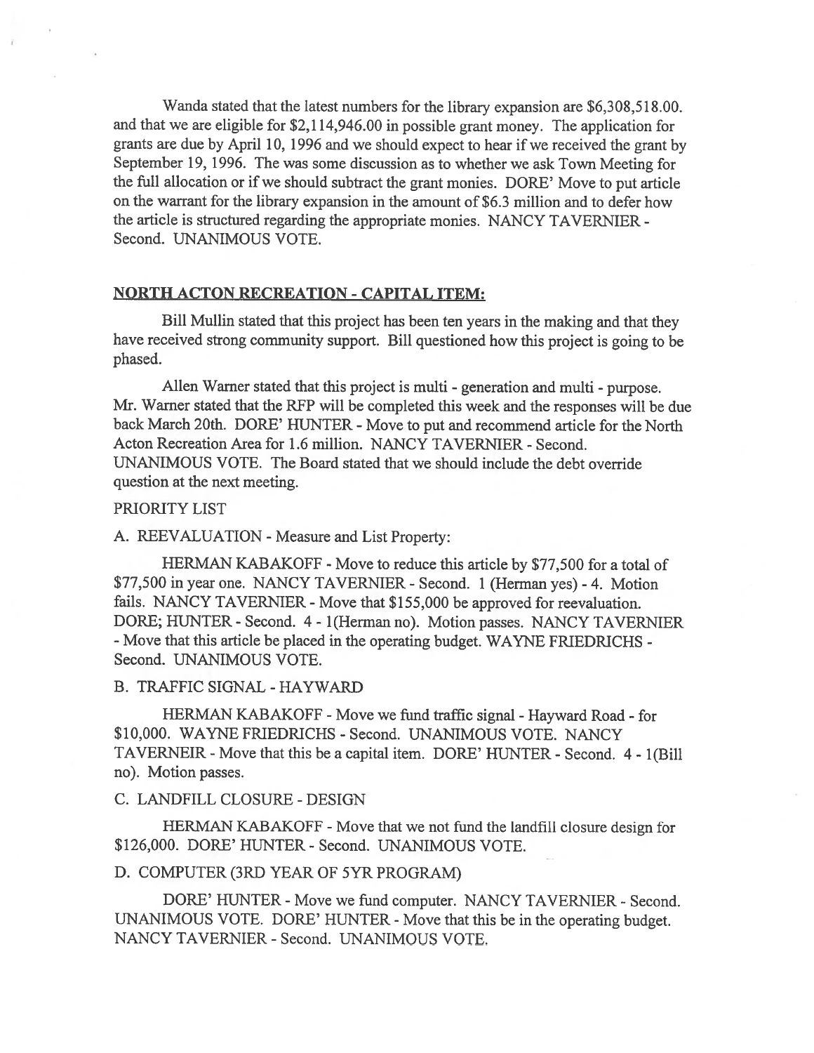Wanda stated that the latest numbers for the library expansion are $6,308,518.00. and that we are eligible for $2,114,946.00 in possible grant money. The application for grants are due by April 10, 1996 and we should expect to hear if we received the grant by September 19, 1996. The was some discussion as to whether we ask Town Meeting for the full allocation or if we should subtract the grant monies. DORE' Move to put article on the warrant for the library expansion in the amount of $6.3 million and to defer how the article is structured regarding the appropriate monies. NANCY TAVERNIER - Second. UNANIMOUS VOTE.

**NORTH ACTON RECREATION - CAPITAL ITEM:**

Bill Mullin stated that this project has been ten years in the making and that they have received strong community support. Bill questioned how this project is going to be phased.

Allen Warner stated that this project is multi - generation and multi - purpose. Mr. Warner stated that the RFP will be completed this week and the responses will be due back March 20th. DORE' HUNTER - Move to put and recommend article for the North Acton Recreation Area for 1.6 million. NANCY TAVERNIER - Second. UNANIMOUS VOTE. The Board stated that we should include the debt override question at the next meeting.

PRIORITY LIST

A. REEVALUATION - Measure and List Property:

HERMAN KABAKOFF - Move to reduce this article by $77,500 for a total of $77,500 in year one. NANCY TAVERNIER - Second. 1 (Herman yes) - 4. Motion fails. NANCY TAVERNIER - Move that $155,000 be approved for reevaluation. DORE; HUNTER - Second. 4 - 1(Herman no). Motion passes. NANCY TAVERNIER - Move that this article be placed in the operating budget. WAYNE FRIEDRICHS - Second. UNANIMOUS VOTE.

B. TRAFFIC SIGNAL - HAYWARD

HERMAN KABAKOFF - Move we fund traffic signal - Hayward Road - for $10,000. WAYNE FRIEDRICHS - Second. UNANIMOUS VOTE. NANCY TAVERNEIR - Move that this be a capital item. DORE' HUNTER - Second. 4 - 1(Bill no). Motion passes.

C. LANDFILL CLOSURE - DESIGN

HERMAN KABAKOFF - Move that we not fund the landfill closure design for $126,000. DORE' HUNTER - Second. UNANIMOUS VOTE.

D. COMPUTER (3RD YEAR OF 5YR PROGRAM)

DORE' HUNTER - Move we fund computer. NANCY TAVERNIER - Second. UNANIMOUS VOTE. DORE' HUNTER - Move that this be in the operating budget. NANCY TAVERNIER - Second. UNANIMOUS VOTE.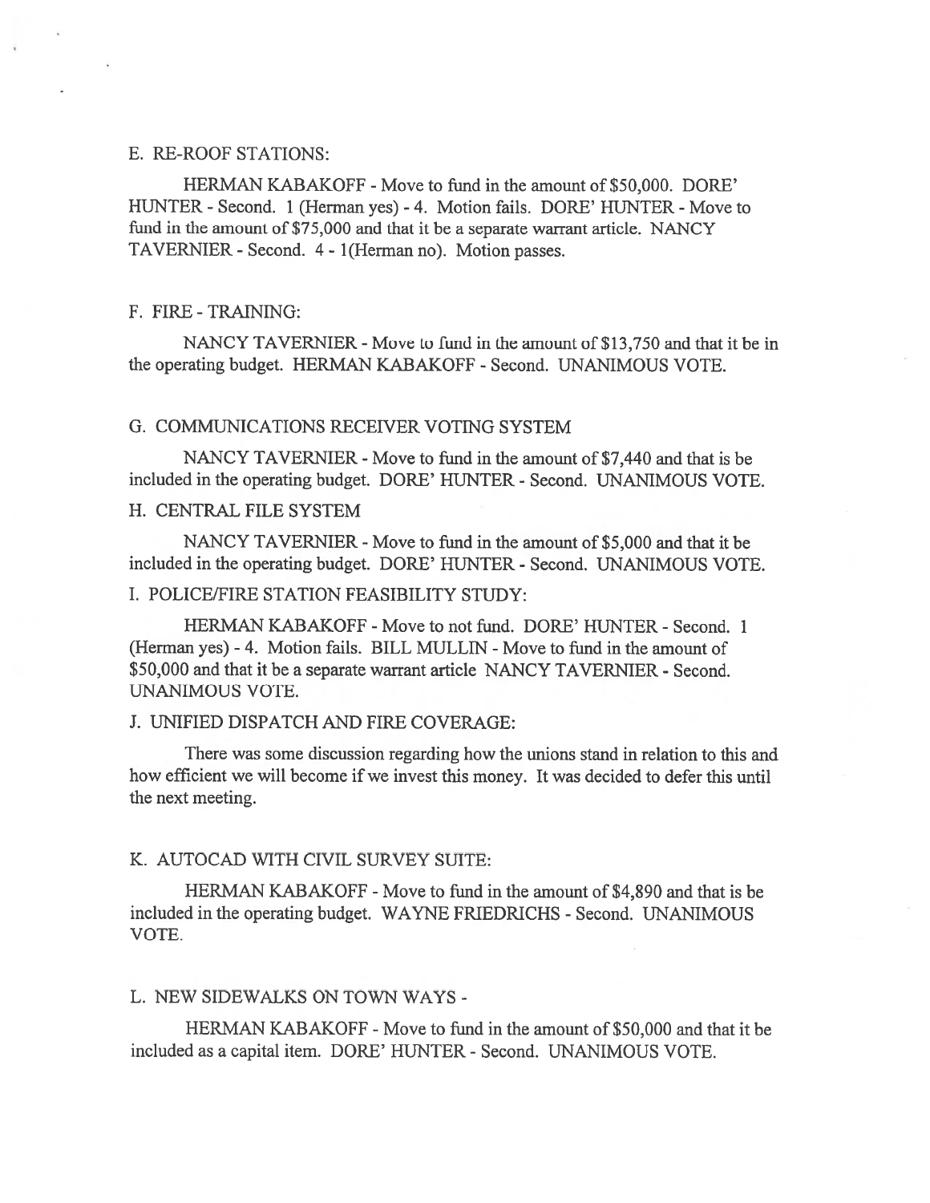E. RE-ROOF STATIONS:

HERMAN KABAKOFF - Move to fund in the amount of $50,000. DORE' HUNTER - Second. 1 (Herman yes) - 4. Motion fails. DORE' HUNTER - Move to fund in the amount of $75,000 and that it be a separate warrant article. NANCY TAVERNIER - Second. 4 - 1(Herman no). Motion passes.

F. FIRE - TRAINING:

NANCY TAVERNIER - Move to fund in the amount of $13,750 and that it be in the operating budget. HERMAN KABAKOFF - Second. UNANIMOUS VOTE.

G. COMMUNICATIONS RECEIVER VOTING SYSTEM

NANCY TAVERNIER - Move to fund in the amount of $7,440 and that is be included in the operating budget. DORE' HUNTER - Second. UNANIMOUS VOTE.

H. CENTRAL FILE SYSTEM

NANCY TAVERNIER - Move to fund in the amount of $5,000 and that it be included in the operating budget. DORE' HUNTER - Second. UNANIMOUS VOTE.

I. POLICE/FIRE STATION FEASIBILITY STUDY:

HERMAN KABAKOFF - Move to not fund. DORE' HUNTER - Second. 1 (Herman yes) - 4. Motion fails. BILL MULLIN - Move to fund in the amount of $50,000 and that it be a separate warrant article NANCY TAVERNIER - Second. UNANIMOUS VOTE.

J. UNIFIED DISPATCH AND FIRE COVERAGE:

There was some discussion regarding how the unions stand in relation to this and how efficient we will become if we invest this money. It was decided to defer this until the next meeting.

K. AUTOCAD WITH CIVIL SURVEY SUITE:

HERMAN KABAKOFF - Move to fund in the amount of $4,890 and that is be included in the operating budget. WAYNE FRIEDRICHS - Second. UNANIMOUS VOTE.

L. NEW SIDEWALKS ON TOWN WAYS -

HERMAN KABAKOFF - Move to fund in the amount of $50,000 and that it be included as a capital item. DORE' HUNTER - Second. UNANIMOUS VOTE.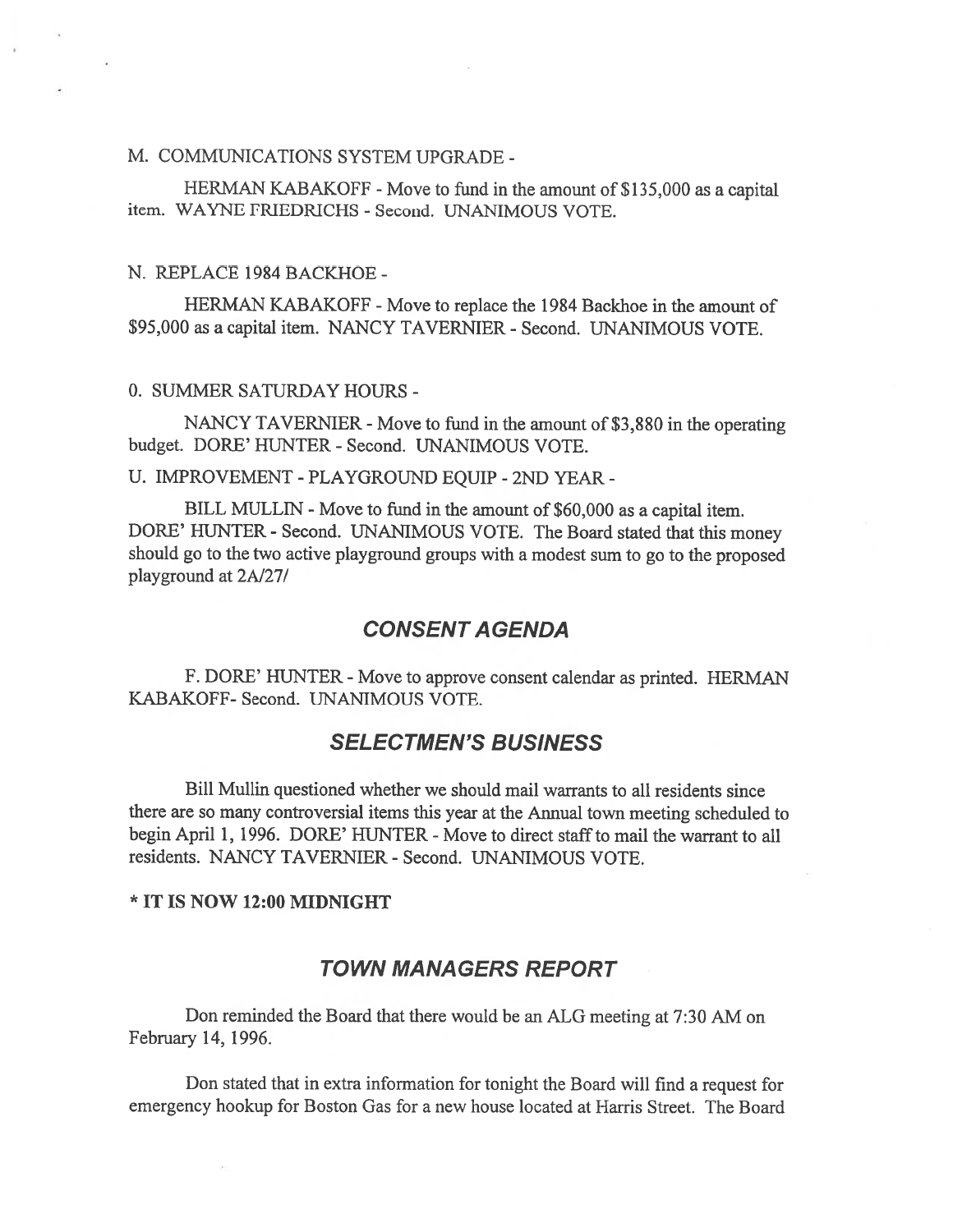M. COMMUNICATIONS SYSTEM UPGRADE -

HERMAN KABAKOFF - Move to fund in the amount of $135,000 as a capital item. WAYNE FRIEDRICHS - Second. UNANIMOUS VOTE.

N. REPLACE 1984 BACKHOE -

HERMAN KABAKOFF - Move to replace the 1984 Backhoe in the amount of $95,000 as a capital item. NANCY TAVERNIER - Second. UNANIMOUS VOTE.

0. SUMMER SATURDAY HOURS -

NANCY TAVERNIER - Move to fund in the amount of $3,880 in the operating budget. DORE' HUNTER - Second. UNANIMOUS VOTE.

U. IMPROVEMENT - PLAYGROUND EQUIP - 2ND YEAR -

BILL MULLIN - Move to fund in the amount of $60,000 as a capital item. DORE' HUNTER - Second. UNANIMOUS VOTE. The Board stated that this money should go to the two active playground groups with a modest sum to go to the proposed playground at 2A/27/

## CONSENT AGENDA

F. DORE' HUNTER - Move to approve consent calendar as printed. HERMAN KABAKOFF- Second. UNANIMOUS VOTE.

## SELECTMEN'S BUSINESS

Bill Mullin questioned whether we should mail warrants to all residents since there are so many controversial items this year at the Annual town meeting scheduled to begin April 1, 1996. DORE' HUNTER - Move to direct staff to mail the warrant to all residents. NANCY TAVERNIER - Second. UNANIMOUS VOTE.

**\* IT IS NOW 12:00 MIDNIGHT**

## TOWN MANAGERS REPORT

Don reminded the Board that there would be an ALG meeting at 7:30 AM on February 14, 1996.

Don stated that in extra information for tonight the Board will find a request for emergency hookup for Boston Gas for a new house located at Harris Street. The Board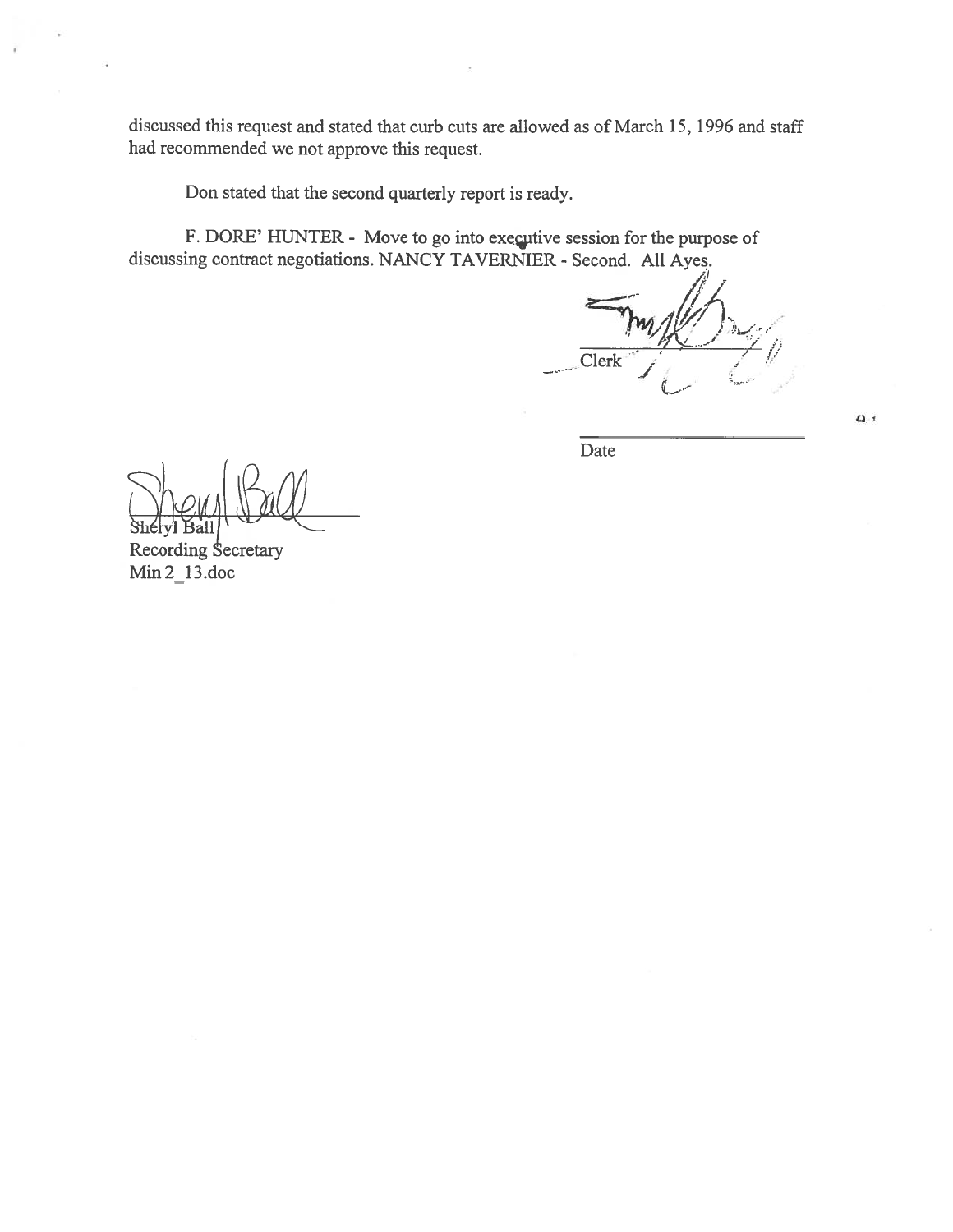discussed this request and stated that curb cuts are allowed as of March 15, 1996 and staff had recommended we not approve this request.

Don stated that the second quarterly report is ready.

F. DORE' HUNTER - Move to go into executive session for the purpose of discussing contract negotiations. NANCY TAVERNIER - Second. All Ayes.

Clerk

Date

Sheryl Ball
Recording Secretary
Min 2_13.doc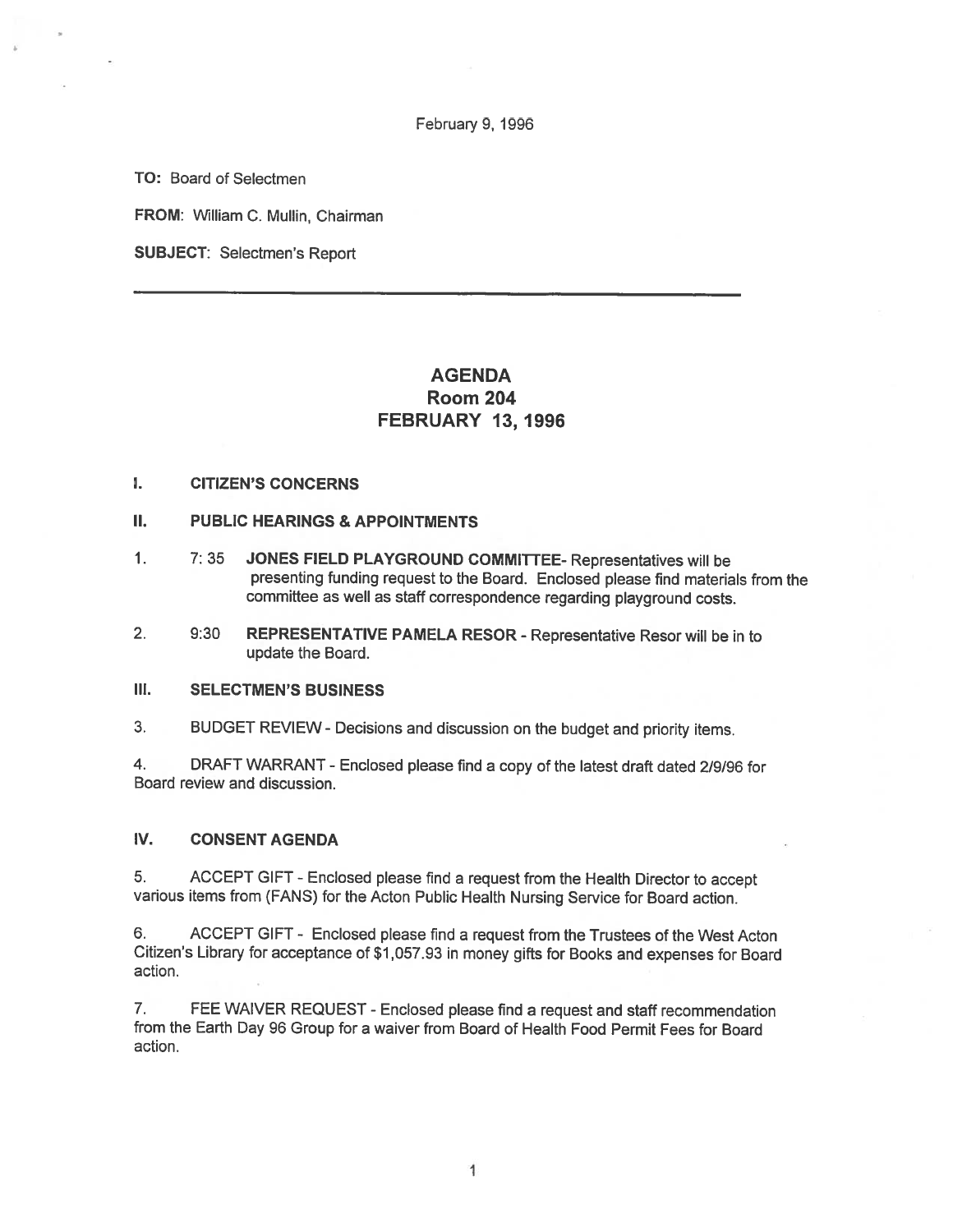February 9, 1996

**TO:** Board of Selectmen

**FROM:** William C. Mullin, Chairman

**SUBJECT:** Selectmen's Report

---

# AGENDA
## Room 204
## FEBRUARY 13, 1996

**I. CITIZEN'S CONCERNS**

**II. PUBLIC HEARINGS & APPOINTMENTS**

1. 7: 35 **JONES FIELD PLAYGROUND COMMITTEE**- Representatives will be presenting funding request to the Board. Enclosed please find materials from the committee as well as staff correspondence regarding playground costs.

2. 9:30 **REPRESENTATIVE PAMELA RESOR** - Representative Resor will be in to update the Board.

**III. SELECTMEN'S BUSINESS**

3. BUDGET REVIEW - Decisions and discussion on the budget and priority items.

4. DRAFT WARRANT - Enclosed please find a copy of the latest draft dated 2/9/96 for Board review and discussion.

**IV. CONSENT AGENDA**

5. ACCEPT GIFT - Enclosed please find a request from the Health Director to accept various items from (FANS) for the Acton Public Health Nursing Service for Board action.

6. ACCEPT GIFT - Enclosed please find a request from the Trustees of the West Acton Citizen's Library for acceptance of $1,057.93 in money gifts for Books and expenses for Board action.

7. FEE WAIVER REQUEST - Enclosed please find a request and staff recommendation from the Earth Day 96 Group for a waiver from Board of Health Food Permit Fees for Board action.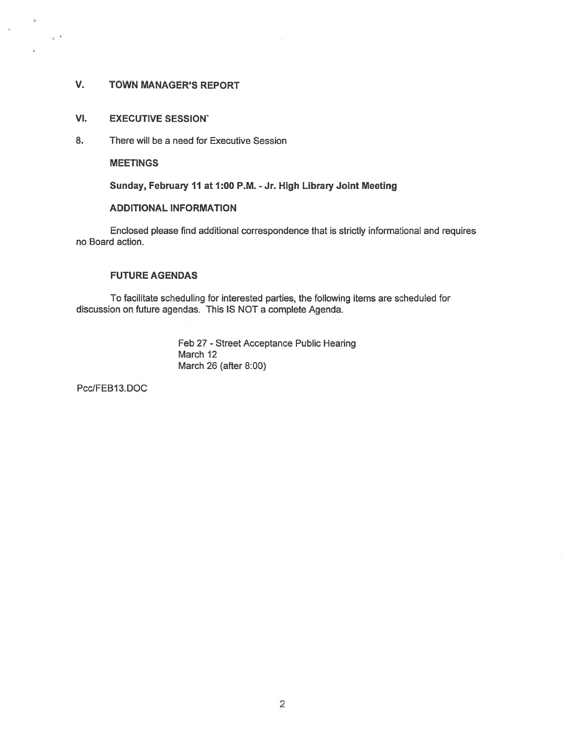## V. TOWN MANAGER'S REPORT

## VI. EXECUTIVE SESSION`

8. There will be a need for Executive Session

**MEETINGS**

**Sunday, February 11 at 1:00 P.M. - Jr. High Library Joint Meeting**

**ADDITIONAL INFORMATION**

Enclosed please find additional correspondence that is strictly informational and requires no Board action.

**FUTURE AGENDAS**

To facilitate scheduling for interested parties, the following items are scheduled for discussion on future agendas. This IS NOT a complete Agenda.

Feb 27 - Street Acceptance Public Hearing
March 12
March 26 (after 8:00)

Pcc/FEB13.DOC